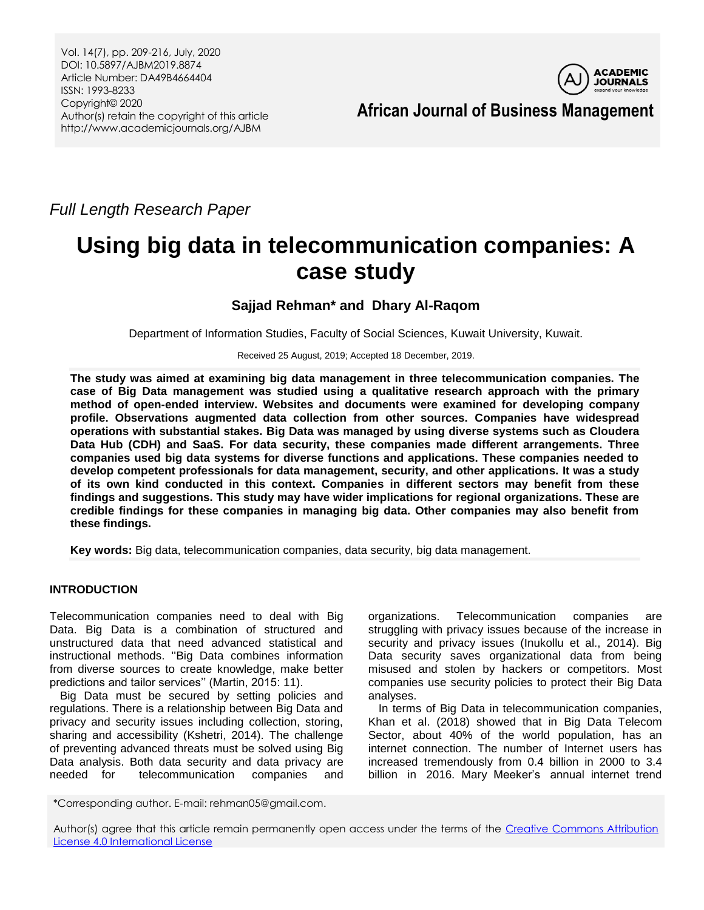*Full Length Research Paper*

# Using big data in telecommunication companies: A case study

**Sajjad Rehman\* and Dhary Al-Raqom**

Department of Information Studies, Faculty of Social Sciences, Kuwait University, Kuwait.

Received 25 August, 2019; Accepted 18 December, 2019.

**The study was aimed at examining big data management in three telecommunication companies. The case of Big Data management was studied using a qualitative research approach with the primary method of open-ended interview. Websites and documents were examined for developing company profile. Observations augmented data collection from other sources. Companies have widespread operations with substantial stakes. Big Data was managed by using diverse systems such as Cloudera Data Hub (CDH) and SaaS. For data security, these companies made different arrangements. Three companies used big data systems for diverse functions and applications. These companies needed to develop competent professionals for data management, security, and other applications. It was a study of its own kind conducted in this context. Companies in different sectors may benefit from these findings and suggestions. This study may have wider implications for regional organizations. These are credible findings for these companies in managing big data. Other companies may also benefit from these findings.**

**Key words:** Big data, telecommunication companies, data security, big data management.

## INTRODUCTION

Telecommunication companies need to deal with Big Data. Big Data is a combination of structured and unstructured data that need advanced statistical and instructional methods. "Big Data combines information from diverse sources to create knowledge, make better predictions and tailor services'' (Martin, 2015: 11).

Big Data must be secured by setting policies and regulations. There is a relationship between Big Data and privacy and security issues including collection, storing, sharing and accessibility (Kshetri, 2014). The challenge of preventing advanced threats must be solved using Big Data analysis. Both data security and data privacy are needed for telecommunication companies and organizations. Telecommunication companies are struggling with privacy issues because of the increase in security and privacy issues (Inukollu et al., 2014). Big Data security saves organizational data from being misused and stolen by hackers or competitors. Most companies use security policies to protect their Big Data analyses.

In terms of Big Data in telecommunication companies, Khan et al. (2018) showed that in Big Data Telecom Sector, about 40% of the world population, has an internet connection. The number of Internet users has increased tremendously from 0.4 billion in 2000 to 3.4 billion in 2016. Mary Meeker's annual internet trend

\*Corresponding author. E-mail: rehman05@gmail.com.

Author(s) agree that this article remain permanently open access under the terms of the [Creative Commons Attribution License 4.0 International License](http://creativecommons.org/licenses/by/4.0/deed.en_US)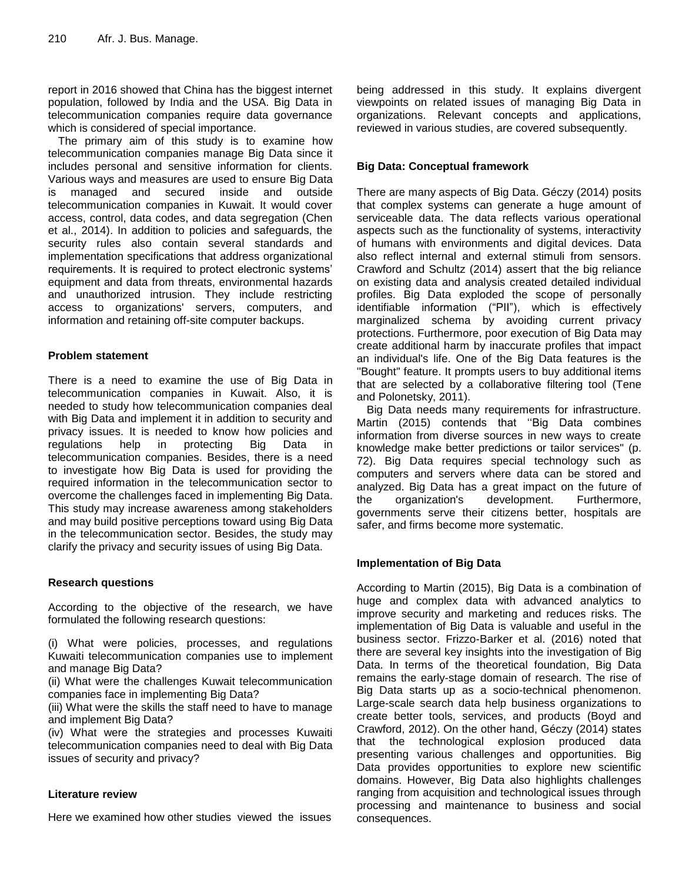report in 2016 showed that China has the biggest internet population, followed by India and the USA. Big Data in telecommunication companies require data governance which is considered of special importance.

The primary aim of this study is to examine how telecommunication companies manage Big Data since it includes personal and sensitive information for clients. Various ways and measures are used to ensure Big Data is managed and secured inside and outside telecommunication companies in Kuwait. It would cover access, control, data codes, and data segregation (Chen et al., 2014). In addition to policies and safeguards, the security rules also contain several standards and implementation specifications that address organizational requirements. It is required to protect electronic systems' equipment and data from threats, environmental hazards and unauthorized intrusion. They include restricting access to organizations' servers, computers, and information and retaining off-site computer backups.

## Problem statement

There is a need to examine the use of Big Data in telecommunication companies in Kuwait. Also, it is needed to study how telecommunication companies deal with Big Data and implement it in addition to security and privacy issues. It is needed to know how policies and regulations help in protecting Big Data in telecommunication companies. Besides, there is a need to investigate how Big Data is used for providing the required information in the telecommunication sector to overcome the challenges faced in implementing Big Data. This study may increase awareness among stakeholders and may build positive perceptions toward using Big Data in the telecommunication sector. Besides, the study may clarify the privacy and security issues of using Big Data.

## Research questions

According to the objective of the research, we have formulated the following research questions:

(i) What were policies, processes, and regulations Kuwaiti telecommunication companies use to implement and manage Big Data?
(ii) What were the challenges Kuwait telecommunication companies face in implementing Big Data?
(iii) What were the skills the staff need to have to manage and implement Big Data?
(iv) What were the strategies and processes Kuwaiti telecommunication companies need to deal with Big Data issues of security and privacy?

## Literature review

Here we examined how other studies viewed the issues being addressed in this study. It explains divergent viewpoints on related issues of managing Big Data in organizations. Relevant concepts and applications, reviewed in various studies, are covered subsequently.

### Big Data: Conceptual framework

There are many aspects of Big Data. Géczy (2014) posits that complex systems can generate a huge amount of serviceable data. The data reflects various operational aspects such as the functionality of systems, interactivity of humans with environments and digital devices. Data also reflect internal and external stimuli from sensors. Crawford and Schultz (2014) assert that the big reliance on existing data and analysis created detailed individual profiles. Big Data exploded the scope of personally identifiable information ("PII"), which is effectively marginalized schema by avoiding current privacy protections. Furthermore, poor execution of Big Data may create additional harm by inaccurate profiles that impact an individual's life. One of the Big Data features is the "Bought" feature. It prompts users to buy additional items that are selected by a collaborative filtering tool (Tene and Polonetsky, 2011).

Big Data needs many requirements for infrastructure. Martin (2015) contends that ''Big Data combines information from diverse sources in new ways to create knowledge make better predictions or tailor services" (p. 72). Big Data requires special technology such as computers and servers where data can be stored and analyzed. Big Data has a great impact on the future of the organization's development. Furthermore, governments serve their citizens better, hospitals are safer, and firms become more systematic.

### Implementation of Big Data

According to Martin (2015), Big Data is a combination of huge and complex data with advanced analytics to improve security and marketing and reduces risks. The implementation of Big Data is valuable and useful in the business sector. Frizzo-Barker et al. (2016) noted that there are several key insights into the investigation of Big Data. In terms of the theoretical foundation, Big Data remains the early-stage domain of research. The rise of Big Data starts up as a socio-technical phenomenon. Large-scale search data help business organizations to create better tools, services, and products (Boyd and Crawford, 2012). On the other hand, Géczy (2014) states that the technological explosion produced data presenting various challenges and opportunities. Big Data provides opportunities to explore new scientific domains. However, Big Data also highlights challenges ranging from acquisition and technological issues through processing and maintenance to business and social consequences.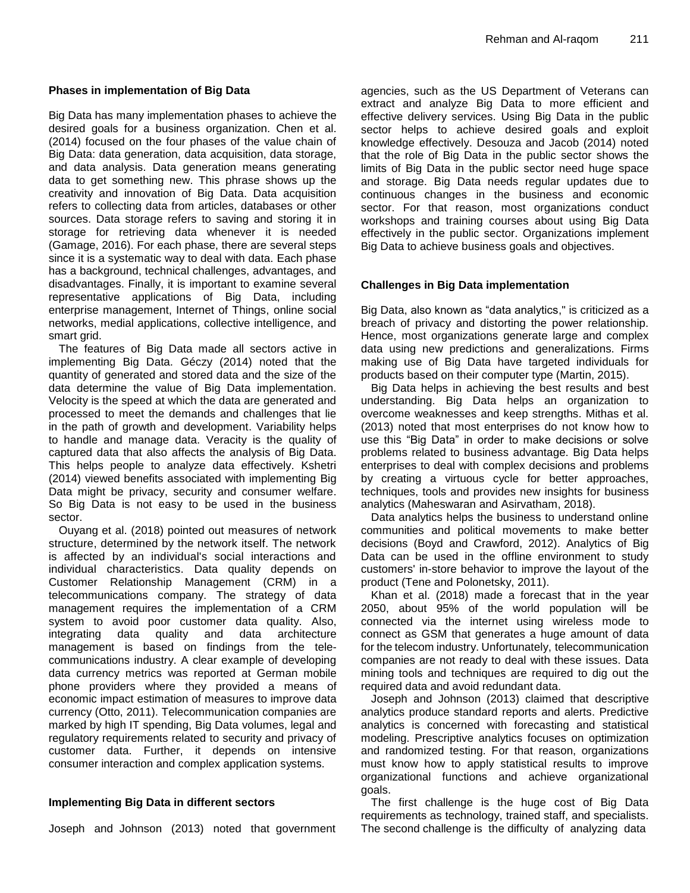### Phases in implementation of Big Data

Big Data has many implementation phases to achieve the desired goals for a business organization. Chen et al. (2014) focused on the four phases of the value chain of Big Data: data generation, data acquisition, data storage, and data analysis. Data generation means generating data to get something new. This phrase shows up the creativity and innovation of Big Data. Data acquisition refers to collecting data from articles, databases or other sources. Data storage refers to saving and storing it in storage for retrieving data whenever it is needed (Gamage, 2016). For each phase, there are several steps since it is a systematic way to deal with data. Each phase has a background, technical challenges, advantages, and disadvantages. Finally, it is important to examine several representative applications of Big Data, including enterprise management, Internet of Things, online social networks, medial applications, collective intelligence, and smart grid.

The features of Big Data made all sectors active in implementing Big Data. Géczy (2014) noted that the quantity of generated and stored data and the size of the data determine the value of Big Data implementation. Velocity is the speed at which the data are generated and processed to meet the demands and challenges that lie in the path of growth and development. Variability helps to handle and manage data. Veracity is the quality of captured data that also affects the analysis of Big Data. This helps people to analyze data effectively. Kshetri (2014) viewed benefits associated with implementing Big Data might be privacy, security and consumer welfare. So Big Data is not easy to be used in the business sector.

Ouyang et al. (2018) pointed out measures of network structure, determined by the network itself. The network is affected by an individual's social interactions and individual characteristics. Data quality depends on Customer Relationship Management (CRM) in a telecommunications company. The strategy of data management requires the implementation of a CRM system to avoid poor customer data quality. Also, integrating data quality and data architecture management is based on findings from the tele-communications industry. A clear example of developing data currency metrics was reported at German mobile phone providers where they provided a means of economic impact estimation of measures to improve data currency (Otto, 2011). Telecommunication companies are marked by high IT spending, Big Data volumes, legal and regulatory requirements related to security and privacy of customer data. Further, it depends on intensive consumer interaction and complex application systems.

### Implementing Big Data in different sectors

Joseph and Johnson (2013) noted that government agencies, such as the US Department of Veterans can extract and analyze Big Data to more efficient and effective delivery services. Using Big Data in the public sector helps to achieve desired goals and exploit knowledge effectively. Desouza and Jacob (2014) noted that the role of Big Data in the public sector shows the limits of Big Data in the public sector need huge space and storage. Big Data needs regular updates due to continuous changes in the business and economic sector. For that reason, most organizations conduct workshops and training courses about using Big Data effectively in the public sector. Organizations implement Big Data to achieve business goals and objectives.

### Challenges in Big Data implementation

Big Data, also known as "data analytics," is criticized as a breach of privacy and distorting the power relationship. Hence, most organizations generate large and complex data using new predictions and generalizations. Firms making use of Big Data have targeted individuals for products based on their computer type (Martin, 2015).

Big Data helps in achieving the best results and best understanding. Big Data helps an organization to overcome weaknesses and keep strengths. Mithas et al. (2013) noted that most enterprises do not know how to use this "Big Data" in order to make decisions or solve problems related to business advantage. Big Data helps enterprises to deal with complex decisions and problems by creating a virtuous cycle for better approaches, techniques, tools and provides new insights for business analytics (Maheswaran and Asirvatham, 2018).

Data analytics helps the business to understand online communities and political movements to make better decisions (Boyd and Crawford, 2012). Analytics of Big Data can be used in the offline environment to study customers' in-store behavior to improve the layout of the product (Tene and Polonetsky, 2011).

Khan et al. (2018) made a forecast that in the year 2050, about 95% of the world population will be connected via the internet using wireless mode to connect as GSM that generates a huge amount of data for the telecom industry. Unfortunately, telecommunication companies are not ready to deal with these issues. Data mining tools and techniques are required to dig out the required data and avoid redundant data.

Joseph and Johnson (2013) claimed that descriptive analytics produce standard reports and alerts. Predictive analytics is concerned with forecasting and statistical modeling. Prescriptive analytics focuses on optimization and randomized testing. For that reason, organizations must know how to apply statistical results to improve organizational functions and achieve organizational goals.

The first challenge is the huge cost of Big Data requirements as technology, trained staff, and specialists. The second challenge is the difficulty of analyzing data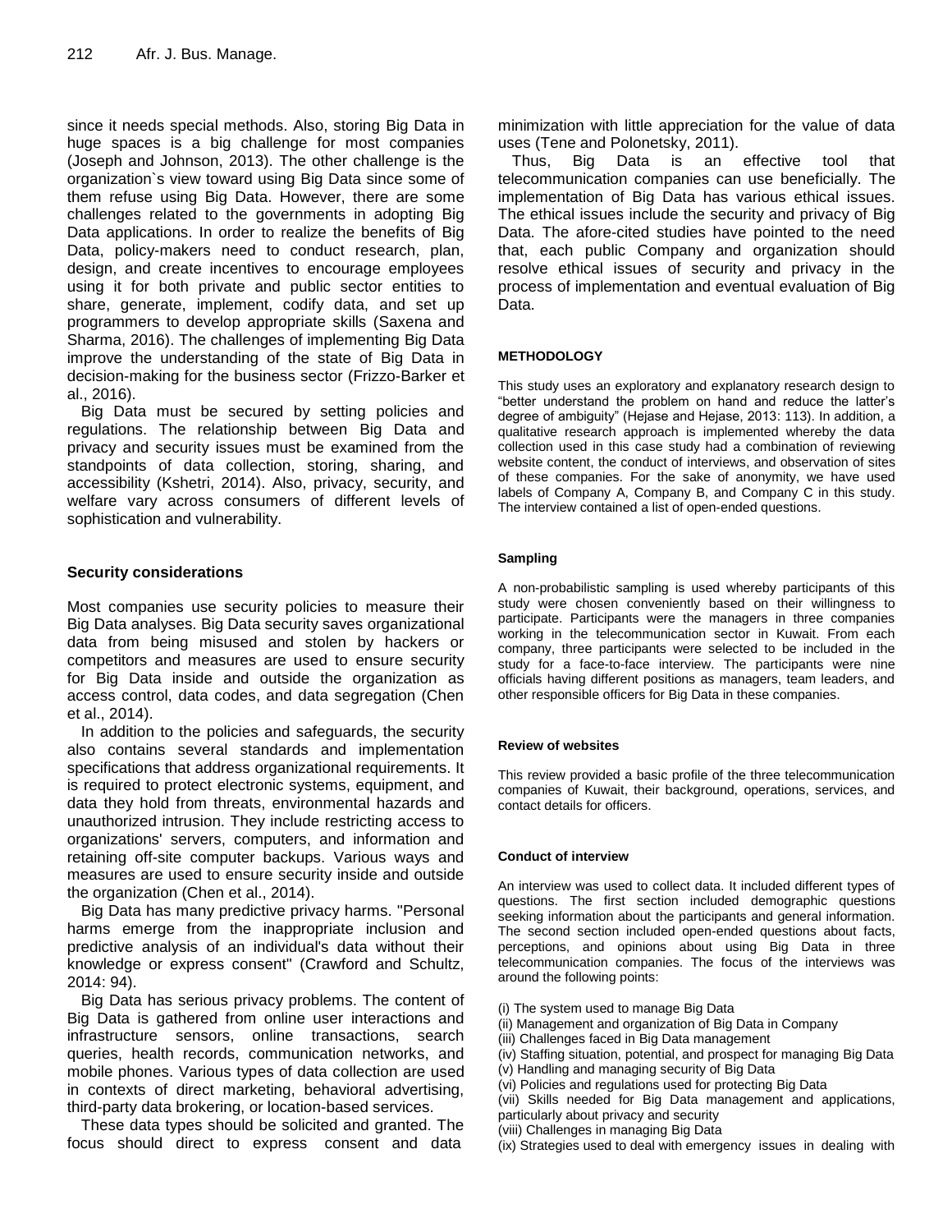since it needs special methods. Also, storing Big Data in huge spaces is a big challenge for most companies (Joseph and Johnson, 2013). The other challenge is the organization`s view toward using Big Data since some of them refuse using Big Data. However, there are some challenges related to the governments in adopting Big Data applications. In order to realize the benefits of Big Data, policy-makers need to conduct research, plan, design, and create incentives to encourage employees using it for both private and public sector entities to share, generate, implement, codify data, and set up programmers to develop appropriate skills (Saxena and Sharma, 2016). The challenges of implementing Big Data improve the understanding of the state of Big Data in decision-making for the business sector (Frizzo-Barker et al., 2016).

Big Data must be secured by setting policies and regulations. The relationship between Big Data and privacy and security issues must be examined from the standpoints of data collection, storing, sharing, and accessibility (Kshetri, 2014). Also, privacy, security, and welfare vary across consumers of different levels of sophistication and vulnerability.

## Security considerations

Most companies use security policies to measure their Big Data analyses. Big Data security saves organizational data from being misused and stolen by hackers or competitors and measures are used to ensure security for Big Data inside and outside the organization as access control, data codes, and data segregation (Chen et al., 2014).

In addition to the policies and safeguards, the security also contains several standards and implementation specifications that address organizational requirements. It is required to protect electronic systems, equipment, and data they hold from threats, environmental hazards and unauthorized intrusion. They include restricting access to organizations' servers, computers, and information and retaining off-site computer backups. Various ways and measures are used to ensure security inside and outside the organization (Chen et al., 2014).

Big Data has many predictive privacy harms. "Personal harms emerge from the inappropriate inclusion and predictive analysis of an individual's data without their knowledge or express consent" (Crawford and Schultz, 2014: 94).

Big Data has serious privacy problems. The content of Big Data is gathered from online user interactions and infrastructure sensors, online transactions, search queries, health records, communication networks, and mobile phones. Various types of data collection are used in contexts of direct marketing, behavioral advertising, third-party data brokering, or location-based services.

These data types should be solicited and granted. The focus should direct to express consent and data minimization with little appreciation for the value of data uses (Tene and Polonetsky, 2011).

Thus, Big Data is an effective tool that telecommunication companies can use beneficially. The implementation of Big Data has various ethical issues. The ethical issues include the security and privacy of Big Data. The afore-cited studies have pointed to the need that, each public Company and organization should resolve ethical issues of security and privacy in the process of implementation and eventual evaluation of Big Data.

## METHODOLOGY

This study uses an exploratory and explanatory research design to "better understand the problem on hand and reduce the latter's degree of ambiguity" (Hejase and Hejase, 2013: 113). In addition, a qualitative research approach is implemented whereby the data collection used in this case study had a combination of reviewing website content, the conduct of interviews, and observation of sites of these companies. For the sake of anonymity, we have used labels of Company A, Company B, and Company C in this study. The interview contained a list of open-ended questions.

### Sampling

A non-probabilistic sampling is used whereby participants of this study were chosen conveniently based on their willingness to participate. Participants were the managers in three companies working in the telecommunication sector in Kuwait. From each company, three participants were selected to be included in the study for a face-to-face interview. The participants were nine officials having different positions as managers, team leaders, and other responsible officers for Big Data in these companies.

### Review of websites

This review provided a basic profile of the three telecommunication companies of Kuwait, their background, operations, services, and contact details for officers.

### Conduct of interview

An interview was used to collect data. It included different types of questions. The first section included demographic questions seeking information about the participants and general information. The second section included open-ended questions about facts, perceptions, and opinions about using Big Data in three telecommunication companies. The focus of the interviews was around the following points:

(i) The system used to manage Big Data
(ii) Management and organization of Big Data in Company
(iii) Challenges faced in Big Data management
(iv) Staffing situation, potential, and prospect for managing Big Data
(v) Handling and managing security of Big Data
(vi) Policies and regulations used for protecting Big Data
(vii) Skills needed for Big Data management and applications, particularly about privacy and security
(viii) Challenges in managing Big Data
(ix) Strategies used to deal with emergency issues in dealing with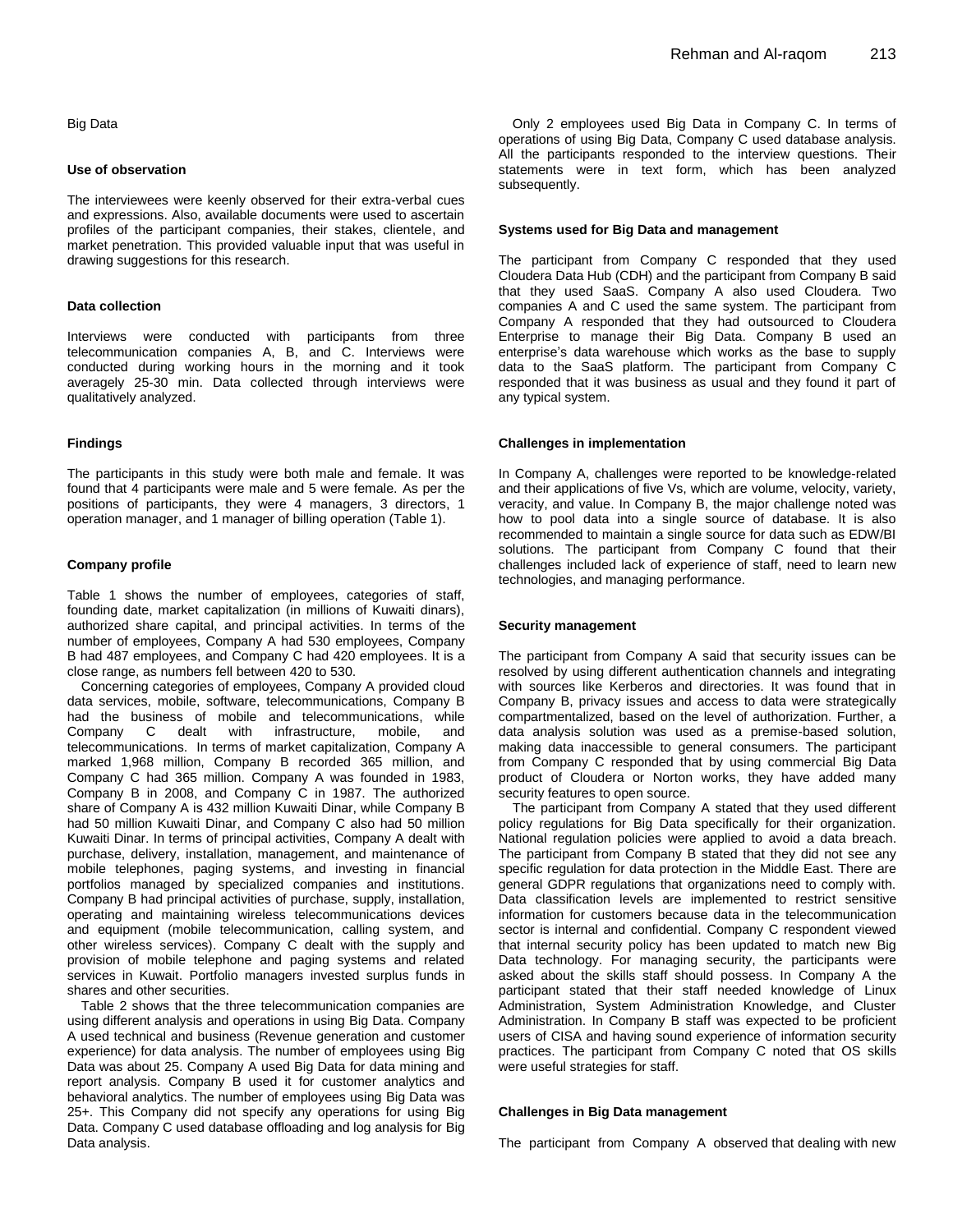Big Data

### Use of observation

The interviewees were keenly observed for their extra-verbal cues and expressions. Also, available documents were used to ascertain profiles of the participant companies, their stakes, clientele, and market penetration. This provided valuable input that was useful in drawing suggestions for this research.

### Data collection

Interviews were conducted with participants from three telecommunication companies A, B, and C. Interviews were conducted during working hours in the morning and it took averagely 25-30 min. Data collected through interviews were qualitatively analyzed.

## Findings

The participants in this study were both male and female. It was found that 4 participants were male and 5 were female. As per the positions of participants, they were 4 managers, 3 directors, 1 operation manager, and 1 manager of billing operation (Table 1).

### Company profile

Table 1 shows the number of employees, categories of staff, founding date, market capitalization (in millions of Kuwaiti dinars), authorized share capital, and principal activities. In terms of the number of employees, Company A had 530 employees, Company B had 487 employees, and Company C had 420 employees. It is a close range, as numbers fell between 420 to 530.

Concerning categories of employees, Company A provided cloud data services, mobile, software, telecommunications, Company B had the business of mobile and telecommunications, while Company C dealt with infrastructure, mobile, and telecommunications. In terms of market capitalization, Company A marked 1,968 million, Company B recorded 365 million, and Company C had 365 million. Company A was founded in 1983, Company B in 2008, and Company C in 1987. The authorized share of Company A is 432 million Kuwaiti Dinar, while Company B had 50 million Kuwaiti Dinar, and Company C also had 50 million Kuwaiti Dinar. In terms of principal activities, Company A dealt with purchase, delivery, installation, management, and maintenance of mobile telephones, paging systems, and investing in financial portfolios managed by specialized companies and institutions. Company B had principal activities of purchase, supply, installation, operating and maintaining wireless telecommunications devices and equipment (mobile telecommunication, calling system, and other wireless services). Company C dealt with the supply and provision of mobile telephone and paging systems and related services in Kuwait. Portfolio managers invested surplus funds in shares and other securities.

Table 2 shows that the three telecommunication companies are using different analysis and operations in using Big Data. Company A used technical and business (Revenue generation and customer experience) for data analysis. The number of employees using Big Data was about 25. Company A used Big Data for data mining and report analysis. Company B used it for customer analytics and behavioral analytics. The number of employees using Big Data was 25+. This Company did not specify any operations for using Big Data. Company C used database offloading and log analysis for Big Data analysis.

Only 2 employees used Big Data in Company C. In terms of operations of using Big Data, Company C used database analysis. All the participants responded to the interview questions. Their statements were in text form, which has been analyzed subsequently.

### Systems used for Big Data and management

The participant from Company C responded that they used Cloudera Data Hub (CDH) and the participant from Company B said that they used SaaS. Company A also used Cloudera. Two companies A and C used the same system. The participant from Company A responded that they had outsourced to Cloudera Enterprise to manage their Big Data. Company B used an enterprise's data warehouse which works as the base to supply data to the SaaS platform. The participant from Company C responded that it was business as usual and they found it part of any typical system.

### Challenges in implementation

In Company A, challenges were reported to be knowledge-related and their applications of five Vs, which are volume, velocity, variety, veracity, and value. In Company B, the major challenge noted was how to pool data into a single source of database. It is also recommended to maintain a single source for data such as EDW/BI solutions. The participant from Company C found that their challenges included lack of experience of staff, need to learn new technologies, and managing performance.

### Security management

The participant from Company A said that security issues can be resolved by using different authentication channels and integrating with sources like Kerberos and directories. It was found that in Company B, privacy issues and access to data were strategically compartmentalized, based on the level of authorization. Further, a data analysis solution was used as a premise-based solution, making data inaccessible to general consumers. The participant from Company C responded that by using commercial Big Data product of Cloudera or Norton works, they have added many security features to open source.

The participant from Company A stated that they used different policy regulations for Big Data specifically for their organization. National regulation policies were applied to avoid a data breach. The participant from Company B stated that they did not see any specific regulation for data protection in the Middle East. There are general GDPR regulations that organizations need to comply with. Data classification levels are implemented to restrict sensitive information for customers because data in the telecommunication sector is internal and confidential. Company C respondent viewed that internal security policy has been updated to match new Big Data technology. For managing security, the participants were asked about the skills staff should possess. In Company A the participant stated that their staff needed knowledge of Linux Administration, System Administration Knowledge, and Cluster Administration. In Company B staff was expected to be proficient users of CISA and having sound experience of information security practices. The participant from Company C noted that OS skills were useful strategies for staff.

### Challenges in Big Data management

The participant from Company A observed that dealing with new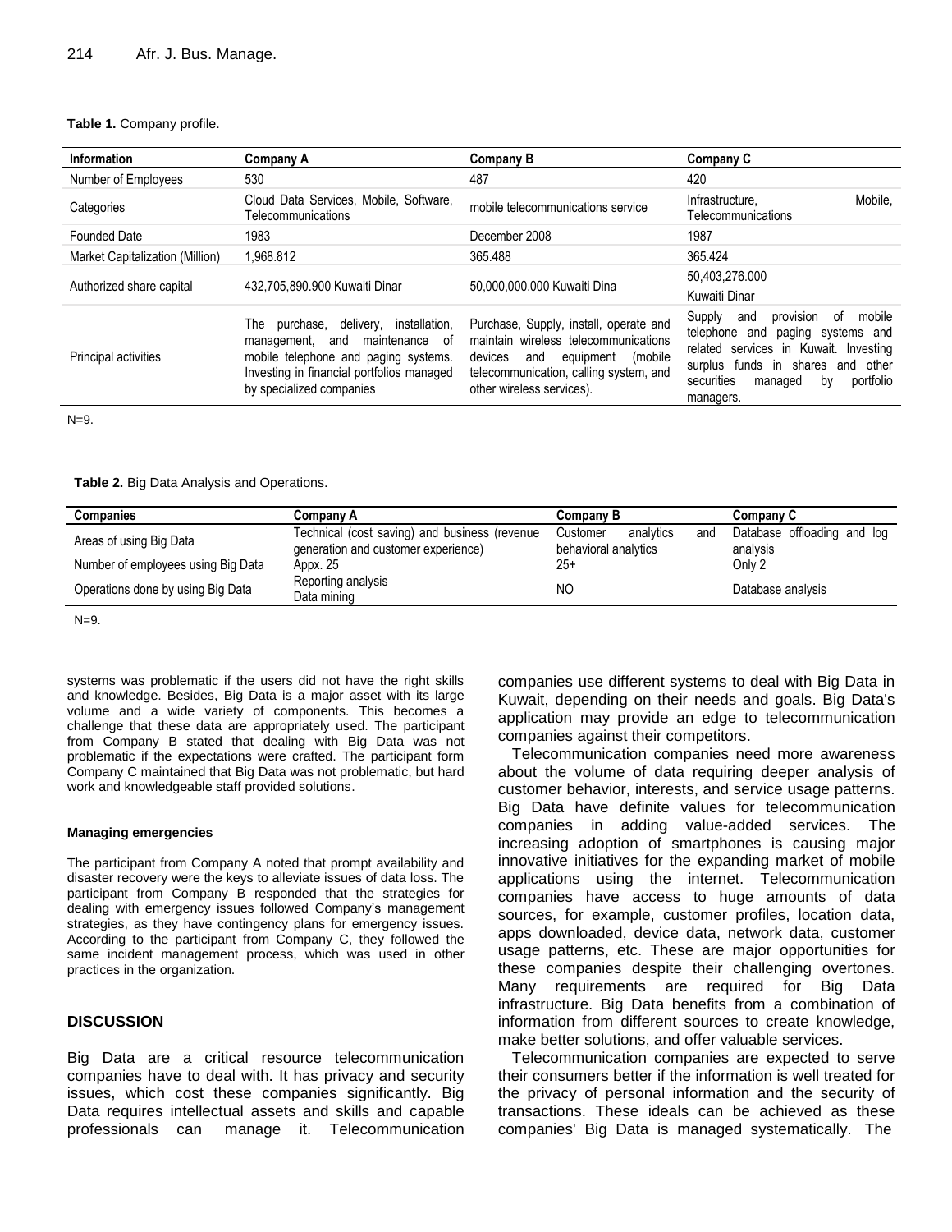**Table 1.** Company profile.

| Information | Company A | Company B | Company C |
|---|---|---|---|
| Number of Employees | 530 | 487 | 420 |
| Categories | Cloud Data Services, Mobile, Software, Telecommunications | mobile telecommunications service | Infrastructure, Mobile, Telecommunications |
| Founded Date | 1983 | December 2008 | 1987 |
| Market Capitalization (Million) | 1,968.812 | 365.488 | 365.424 |
| Authorized share capital | 432,705,890.900 Kuwaiti Dinar | 50,000,000.000 Kuwaiti Dina | 50,403,276.000 Kuwaiti Dinar |
| Principal activities | The purchase, delivery, installation, management, and maintenance of mobile telephone and paging systems. Investing in financial portfolios managed by specialized companies | Purchase, Supply, install, operate and maintain wireless telecommunications devices and equipment (mobile telecommunication, calling system, and other wireless services). | Supply and provision of mobile telephone and paging systems and related services in Kuwait. Investing surplus funds in shares and other securities managed by portfolio managers. |

N=9.

**Table 2.** Big Data Analysis and Operations.

| Companies | Company A | Company B | Company C |
|---|---|---|---|
| Areas of using Big Data | Technical (cost saving) and business (revenue generation and customer experience) | Customer analytics and behavioral analytics | Database offloading and log analysis |
| Number of employees using Big Data | Appx. 25 | 25+ | Only 2 |
| Operations done by using Big Data | Reporting analysis<br>Data mining | NO | Database analysis |

N=9.

systems was problematic if the users did not have the right skills and knowledge. Besides, Big Data is a major asset with its large volume and a wide variety of components. This becomes a challenge that these data are appropriately used. The participant from Company B stated that dealing with Big Data was not problematic if the expectations were crafted. The participant form Company C maintained that Big Data was not problematic, but hard work and knowledgeable staff provided solutions.

#### Managing emergencies

The participant from Company A noted that prompt availability and disaster recovery were the keys to alleviate issues of data loss. The participant from Company B responded that the strategies for dealing with emergency issues followed Company's management strategies, as they have contingency plans for emergency issues. According to the participant from Company C, they followed the same incident management process, which was used in other practices in the organization.

## DISCUSSION

Big Data are a critical resource telecommunication companies have to deal with. It has privacy and security issues, which cost these companies significantly. Big Data requires intellectual assets and skills and capable professionals can manage it. Telecommunication companies use different systems to deal with Big Data in Kuwait, depending on their needs and goals. Big Data's application may provide an edge to telecommunication companies against their competitors.

Telecommunication companies need more awareness about the volume of data requiring deeper analysis of customer behavior, interests, and service usage patterns. Big Data have definite values for telecommunication companies in adding value-added services. The increasing adoption of smartphones is causing major innovative initiatives for the expanding market of mobile applications using the internet. Telecommunication companies have access to huge amounts of data sources, for example, customer profiles, location data, apps downloaded, device data, network data, customer usage patterns, etc. These are major opportunities for these companies despite their challenging overtones. Many requirements are required for Big Data infrastructure. Big Data benefits from a combination of information from different sources to create knowledge, make better solutions, and offer valuable services.

Telecommunication companies are expected to serve their consumers better if the information is well treated for the privacy of personal information and the security of transactions. These ideals can be achieved as these companies' Big Data is managed systematically. The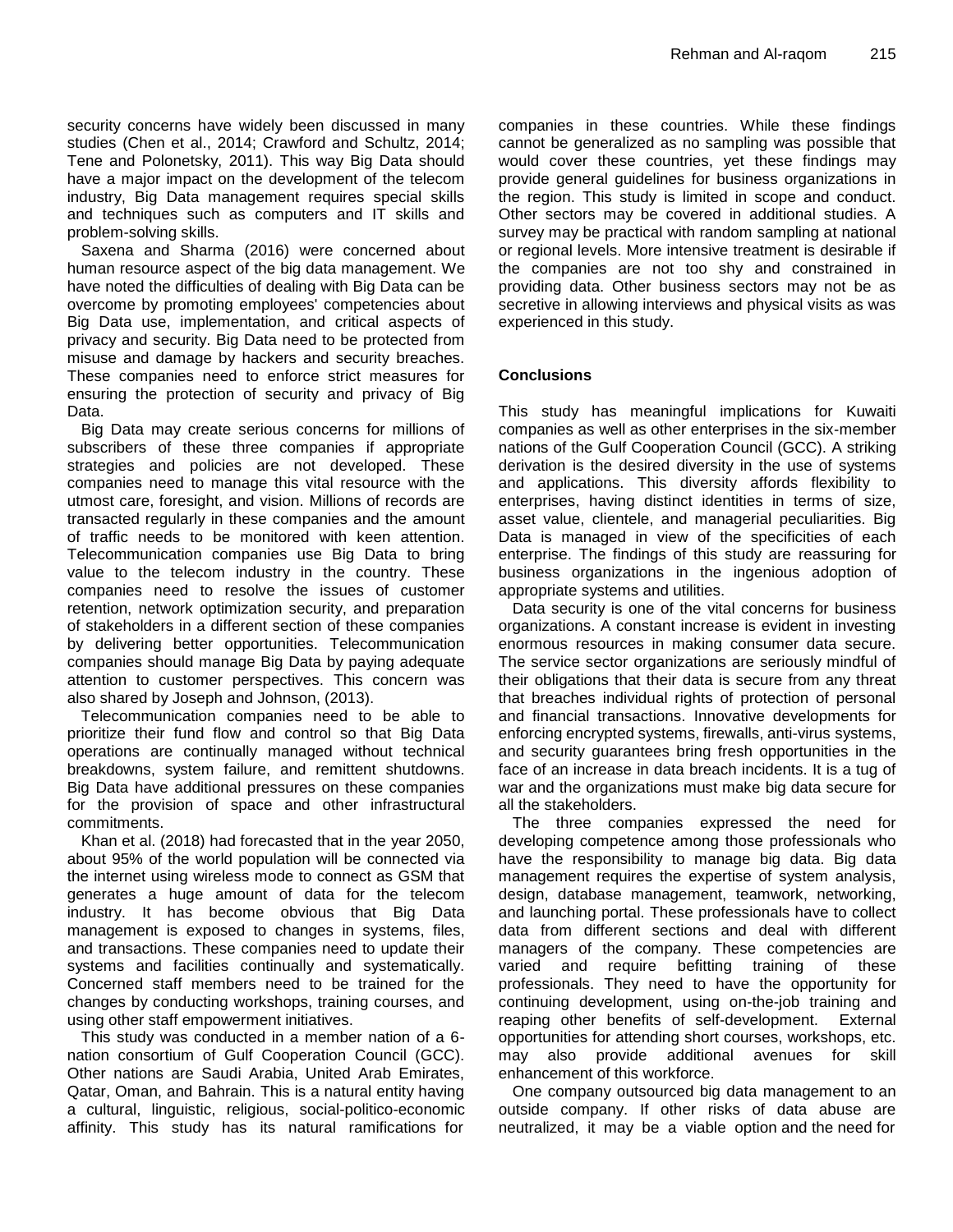security concerns have widely been discussed in many studies (Chen et al., 2014; Crawford and Schultz, 2014; Tene and Polonetsky, 2011). This way Big Data should have a major impact on the development of the telecom industry, Big Data management requires special skills and techniques such as computers and IT skills and problem-solving skills.

Saxena and Sharma (2016) were concerned about human resource aspect of the big data management. We have noted the difficulties of dealing with Big Data can be overcome by promoting employees' competencies about Big Data use, implementation, and critical aspects of privacy and security. Big Data need to be protected from misuse and damage by hackers and security breaches. These companies need to enforce strict measures for ensuring the protection of security and privacy of Big Data.

Big Data may create serious concerns for millions of subscribers of these three companies if appropriate strategies and policies are not developed. These companies need to manage this vital resource with the utmost care, foresight, and vision. Millions of records are transacted regularly in these companies and the amount of traffic needs to be monitored with keen attention. Telecommunication companies use Big Data to bring value to the telecom industry in the country. These companies need to resolve the issues of customer retention, network optimization security, and preparation of stakeholders in a different section of these companies by delivering better opportunities. Telecommunication companies should manage Big Data by paying adequate attention to customer perspectives. This concern was also shared by Joseph and Johnson, (2013).

Telecommunication companies need to be able to prioritize their fund flow and control so that Big Data operations are continually managed without technical breakdowns, system failure, and remittent shutdowns. Big Data have additional pressures on these companies for the provision of space and other infrastructural commitments.

Khan et al. (2018) had forecasted that in the year 2050, about 95% of the world population will be connected via the internet using wireless mode to connect as GSM that generates a huge amount of data for the telecom industry. It has become obvious that Big Data management is exposed to changes in systems, files, and transactions. These companies need to update their systems and facilities continually and systematically. Concerned staff members need to be trained for the changes by conducting workshops, training courses, and using other staff empowerment initiatives.

This study was conducted in a member nation of a 6-nation consortium of Gulf Cooperation Council (GCC). Other nations are Saudi Arabia, United Arab Emirates, Qatar, Oman, and Bahrain. This is a natural entity having a cultural, linguistic, religious, social-politico-economic affinity. This study has its natural ramifications for companies in these countries. While these findings cannot be generalized as no sampling was possible that would cover these countries, yet these findings may provide general guidelines for business organizations in the region. This study is limited in scope and conduct. Other sectors may be covered in additional studies. A survey may be practical with random sampling at national or regional levels. More intensive treatment is desirable if the companies are not too shy and constrained in providing data. Other business sectors may not be as secretive in allowing interviews and physical visits as was experienced in this study.

## Conclusions

This study has meaningful implications for Kuwaiti companies as well as other enterprises in the six-member nations of the Gulf Cooperation Council (GCC). A striking derivation is the desired diversity in the use of systems and applications. This diversity affords flexibility to enterprises, having distinct identities in terms of size, asset value, clientele, and managerial peculiarities. Big Data is managed in view of the specificities of each enterprise. The findings of this study are reassuring for business organizations in the ingenious adoption of appropriate systems and utilities.

Data security is one of the vital concerns for business organizations. A constant increase is evident in investing enormous resources in making consumer data secure. The service sector organizations are seriously mindful of their obligations that their data is secure from any threat that breaches individual rights of protection of personal and financial transactions. Innovative developments for enforcing encrypted systems, firewalls, anti-virus systems, and security guarantees bring fresh opportunities in the face of an increase in data breach incidents. It is a tug of war and the organizations must make big data secure for all the stakeholders.

The three companies expressed the need for developing competence among those professionals who have the responsibility to manage big data. Big data management requires the expertise of system analysis, design, database management, teamwork, networking, and launching portal. These professionals have to collect data from different sections and deal with different managers of the company. These competencies are varied and require befitting training of these professionals. They need to have the opportunity for continuing development, using on-the-job training and reaping other benefits of self-development. External opportunities for attending short courses, workshops, etc. may also provide additional avenues for skill enhancement of this workforce.

One company outsourced big data management to an outside company. If other risks of data abuse are neutralized, it may be a viable option and the need for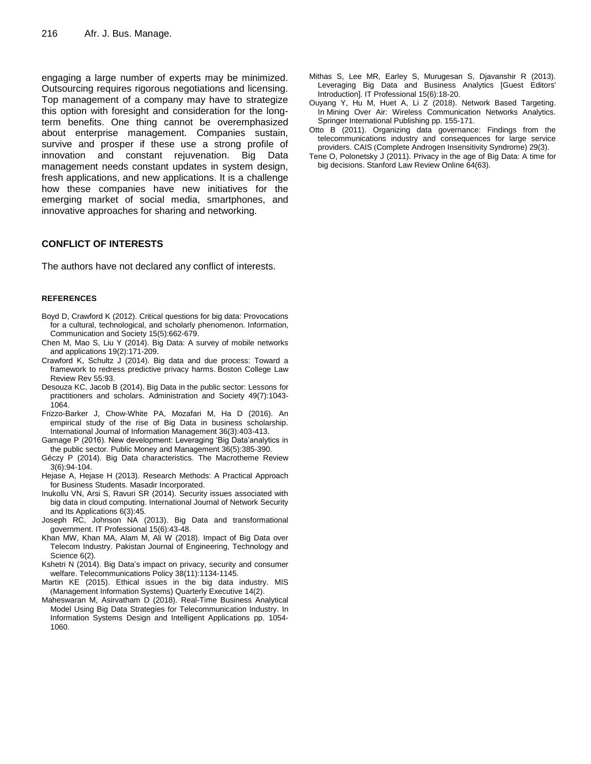engaging a large number of experts may be minimized. Outsourcing requires rigorous negotiations and licensing. Top management of a company may have to strategize this option with foresight and consideration for the long-term benefits. One thing cannot be overemphasized about enterprise management. Companies sustain, survive and prosper if these use a strong profile of innovation and constant rejuvenation. Big Data management needs constant updates in system design, fresh applications, and new applications. It is a challenge how these companies have new initiatives for the emerging market of social media, smartphones, and innovative approaches for sharing and networking.

## CONFLICT OF INTERESTS

The authors have not declared any conflict of interests.

## REFERENCES

Boyd D, Crawford K (2012). Critical questions for big data: Provocations for a cultural, technological, and scholarly phenomenon. Information, Communication and Society 15(5):662-679.

Chen M, Mao S, Liu Y (2014). Big Data: A survey of mobile networks and applications 19(2):171-209.

Crawford K, Schultz J (2014). Big data and due process: Toward a framework to redress predictive privacy harms. Boston College Law Review Rev 55:93.

Desouza KC, Jacob B (2014). Big Data in the public sector: Lessons for practitioners and scholars. Administration and Society 49(7):1043-1064.

Frizzo-Barker J, Chow-White PA, Mozafari M, Ha D (2016). An empirical study of the rise of Big Data in business scholarship. International Journal of Information Management 36(3):403-413.

Gamage P (2016). New development: Leveraging 'Big Data'analytics in the public sector. Public Money and Management 36(5):385-390.

Géczy P (2014). Big Data characteristics. The Macrotheme Review 3(6):94-104.

Hejase A, Hejase H (2013). Research Methods: A Practical Approach for Business Students. Masadir Incorporated.

Inukollu VN, Arsi S, Ravuri SR (2014). Security issues associated with big data in cloud computing. International Journal of Network Security and Its Applications 6(3):45.

Joseph RC, Johnson NA (2013). Big Data and transformational government. IT Professional 15(6):43-48.

Khan MW, Khan MA, Alam M, Ali W (2018). Impact of Big Data over Telecom Industry. Pakistan Journal of Engineering, Technology and Science 6(2).

Kshetri N (2014). Big Data's impact on privacy, security and consumer welfare. Telecommunications Policy 38(11):1134-1145.

Martin KE (2015). Ethical issues in the big data industry. MIS (Management Information Systems) Quarterly Executive 14(2).

Maheswaran M, Asirvatham D (2018). Real-Time Business Analytical Model Using Big Data Strategies for Telecommunication Industry. In Information Systems Design and Intelligent Applications pp. 1054-1060.

Mithas S, Lee MR, Earley S, Murugesan S, Djavanshir R (2013). Leveraging Big Data and Business Analytics [Guest Editors' Introduction]. IT Professional 15(6):18-20.

Ouyang Y, Hu M, Huet A, Li Z (2018). Network Based Targeting. In Mining Over Air: Wireless Communication Networks Analytics. Springer International Publishing pp. 155-171.

Otto B (2011). Organizing data governance: Findings from the telecommunications industry and consequences for large service providers. CAIS (Complete Androgen Insensitivity Syndrome) 29(3).

Tene O, Polonetsky J (2011). Privacy in the age of Big Data: A time for big decisions. Stanford Law Review Online 64(63).